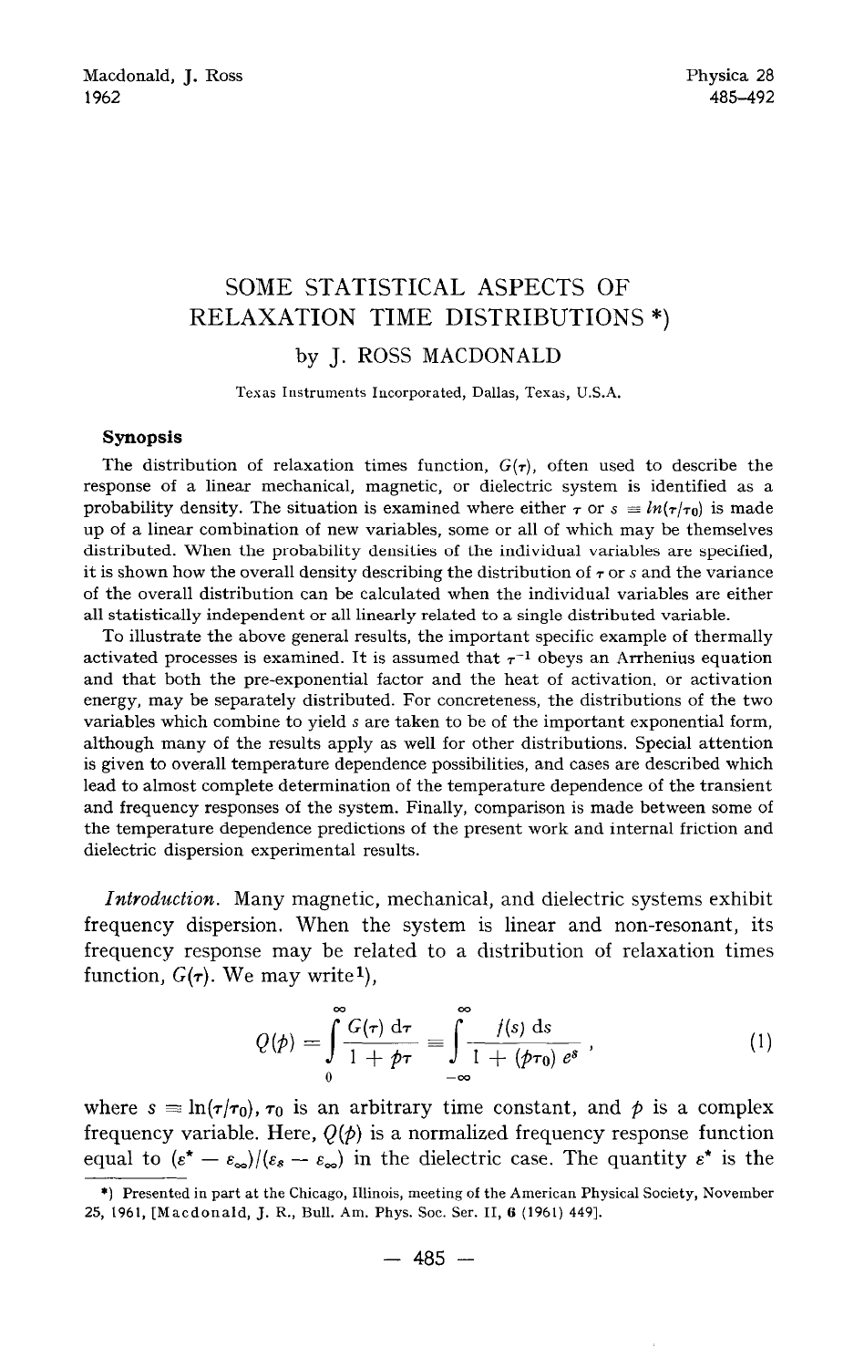Macdonald, J. Ross
1962

Physica 28
485–492

# SOME STATISTICAL ASPECTS OF RELAXATION TIME DISTRIBUTIONS *)

by J. ROSS MACDONALD

Texas Instruments Incorporated, Dallas, Texas, U.S.A.

### Synopsis

The distribution of relaxation times function, $G(\tau)$, often used to describe the response of a linear mechanical, magnetic, or dielectric system is identified as a probability density. The situation is examined where either $\tau$ or $s \equiv \ln(\tau/\tau_0)$ is made up of a linear combination of new variables, some or all of which may be themselves distributed. When the probability densities of the individual variables are specified, it is shown how the overall density describing the distribution of $\tau$ or $s$ and the variance of the overall distribution can be calculated when the individual variables are either all statistically independent or all linearly related to a single distributed variable.

To illustrate the above general results, the important specific example of thermally activated processes is examined. It is assumed that $\tau^{-1}$ obeys an Arrhenius equation and that both the pre-exponential factor and the heat of activation, or activation energy, may be separately distributed. For concreteness, the distributions of the two variables which combine to yield $s$ are taken to be of the important exponential form, although many of the results apply as well for other distributions. Special attention is given to overall temperature dependence possibilities, and cases are described which lead to almost complete determination of the temperature dependence of the transient and frequency responses of the system. Finally, comparison is made between some of the temperature dependence predictions of the present work and internal friction and dielectric dispersion experimental results.

*Introduction.* Many magnetic, mechanical, and dielectric systems exhibit frequency dispersion. When the system is linear and non-resonant, its frequency response may be related to a distribution of relaxation times function, $G(\tau)$. We may write[1]),

$$Q(p) = \int_0^\infty \frac{G(\tau)\,\mathrm{d}\tau}{1 + p\tau} \equiv \int_{-\infty}^\infty \frac{f(s)\,\mathrm{d}s}{1 + (p\tau_0)\,e^s}, \tag{1}$$

where $s \equiv \ln(\tau/\tau_0)$, $\tau_0$ is an arbitrary time constant, and $p$ is a complex frequency variable. Here, $Q(p)$ is a normalized frequency response function equal to $(\varepsilon^* - \varepsilon_\infty)/(\varepsilon_s - \varepsilon_\infty)$ in the dielectric case. The quantity $\varepsilon^*$ is the

---

*) Presented in part at the Chicago, Illinois, meeting of the American Physical Society, November 25, 1961, [Macdonald, J. R., Bull. Am. Phys. Soc. Ser. II, **6** (1961) 449].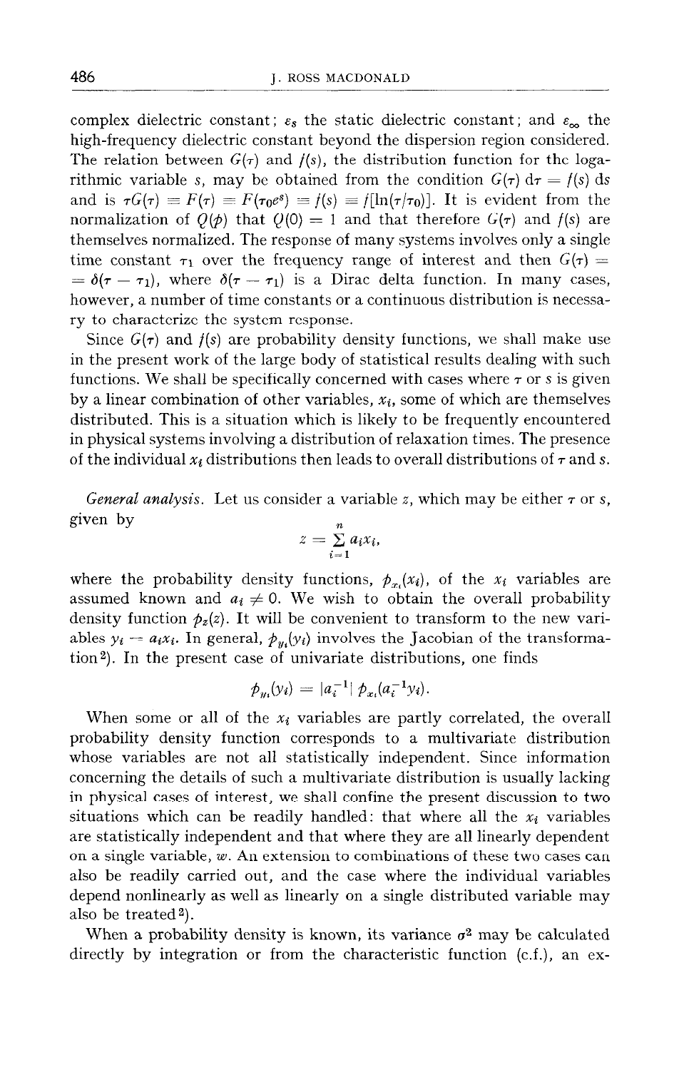complex dielectric constant; $\varepsilon_s$ the static dielectric constant; and $\varepsilon_\infty$ the high-frequency dielectric constant beyond the dispersion region considered. The relation between $G(\tau)$ and $f(s)$, the distribution function for the logarithmic variable $s$, may be obtained from the condition $G(\tau)\,\mathrm{d}\tau = f(s)\,\mathrm{d}s$ and is $\tau G(\tau) \equiv F(\tau) \equiv F(\tau_0 e^s) \equiv f(s) \equiv f[\ln(\tau/\tau_0)]$. It is evident from the normalization of $Q(p)$ that $Q(0) = 1$ and that therefore $G(\tau)$ and $f(s)$ are themselves normalized. The response of many systems involves only a single time constant $\tau_1$ over the frequency range of interest and then $G(\tau) = \delta(\tau - \tau_1)$, where $\delta(\tau - \tau_1)$ is a Dirac delta function. In many cases, however, a number of time constants or a continuous distribution is necessary to characterize the system response.

Since $G(\tau)$ and $f(s)$ are probability density functions, we shall make use in the present work of the large body of statistical results dealing with such functions. We shall be specifically concerned with cases where $\tau$ or $s$ is given by a linear combination of other variables, $x_i$, some of which are themselves distributed. This is a situation which is likely to be frequently encountered in physical systems involving a distribution of relaxation times. The presence of the individual $x_i$ distributions then leads to overall distributions of $\tau$ and $s$.

*General analysis.* Let us consider a variable $z$, which may be either $\tau$ or $s$, given by

$$z = \sum_{i=1}^{n} a_i x_i,$$

where the probability density functions, $p_{x_i}(x_i)$, of the $x_i$ variables are assumed known and $a_i \neq 0$. We wish to obtain the overall probability density function $p_z(z)$. It will be convenient to transform to the new variables $y_i = a_i x_i$. In general, $p_{y_i}(y_i)$ involves the Jacobian of the transformation[2]. In the present case of univariate distributions, one finds

$$p_{y_i}(y_i) = |a_i^{-1}|\, p_{x_i}(a_i^{-1} y_i).$$

When some or all of the $x_i$ variables are partly correlated, the overall probability density function corresponds to a multivariate distribution whose variables are not all statistically independent. Since information concerning the details of such a multivariate distribution is usually lacking in physical cases of interest, we shall confine the present discussion to two situations which can be readily handled: that where all the $x_i$ variables are statistically independent and that where they are all linearly dependent on a single variable, $w$. An extension to combinations of these two cases can also be readily carried out, and the case where the individual variables depend nonlinearly as well as linearly on a single distributed variable may also be treated[2].

When a probability density is known, its variance $\sigma^2$ may be calculated directly by integration or from the characteristic function (c.f.), an ex-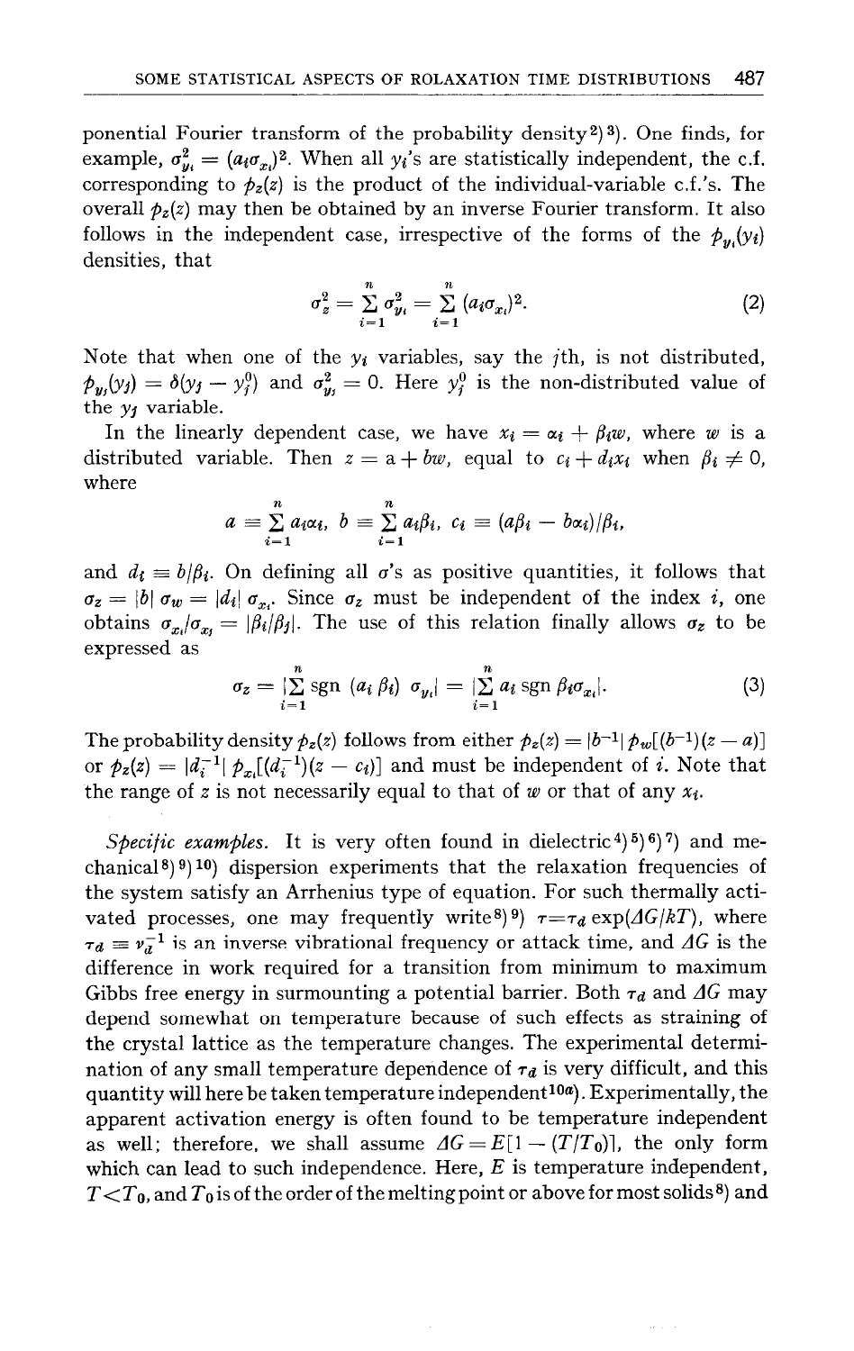ponential Fourier transform of the probability density[2][3]). One finds, for example, $\sigma_{y_i}^2 = (a_i \sigma_{x_i})^2$. When all $y_i$'s are statistically independent, the c.f. corresponding to $p_z(z)$ is the product of the individual-variable c.f.'s. The overall $p_z(z)$ may then be obtained by an inverse Fourier transform. It also follows in the independent case, irrespective of the forms of the $p_{y_i}(y_i)$ densities, that

$$\sigma_z^2 = \sum_{i=1}^{n} \sigma_{y_i}^2 = \sum_{i=1}^{n} (a_i \sigma_{x_i})^2. \tag{2}$$

Note that when one of the $y_i$ variables, say the $j$th, is not distributed, $p_{y_j}(y_j) = \delta(y_j - y_j^0)$ and $\sigma_{y_j}^2 = 0$. Here $y_j^0$ is the non-distributed value of the $y_j$ variable.

In the linearly dependent case, we have $x_i = \alpha_i + \beta_i w$, where $w$ is a distributed variable. Then $z = a + bw$, equal to $c_i + d_i x_i$ when $\beta_i \neq 0$, where

$$a \equiv \sum_{i=1}^{n} a_i \alpha_i, \quad b \equiv \sum_{i=1}^{n} a_i \beta_i, \quad c_i \equiv (a\beta_i - b\alpha_i)/\beta_i,$$

and $d_i \equiv b/\beta_i$. On defining all $\sigma$'s as positive quantities, it follows that $\sigma_z = |b|\, \sigma_w = |d_i|\, \sigma_{x_i}$. Since $\sigma_z$ must be independent of the index $i$, one obtains $\sigma_{x_i}/\sigma_{x_j} = |\beta_i/\beta_j|$. The use of this relation finally allows $\sigma_z$ to be expressed as

$$\sigma_z = |\sum_{i=1}^{n} \operatorname{sgn}(a_i \beta_i)\, \sigma_{y_i}| = |\sum_{i=1}^{n} a_i \operatorname{sgn} \beta_i \sigma_{x_i}|. \tag{3}$$

The probability density $p_z(z)$ follows from either $p_z(z) = |b^{-1}|\, p_w[(b^{-1})(z-a)]$ or $p_z(z) = |d_i^{-1}|\, p_{x_i}[(d_i^{-1})(z - c_i)]$ and must be independent of $i$. Note that the range of $z$ is not necessarily equal to that of $w$ or that of any $x_i$.

*Specific examples.* It is very often found in dielectric[4][5][6][7]) and mechanical[8][9][10]) dispersion experiments that the relaxation frequencies of the system satisfy an Arrhenius type of equation. For such thermally activated processes, one may frequently write[8][9]) $\tau = \tau_a \exp(\Delta G/kT)$, where $\tau_a \equiv \nu_a^{-1}$ is an inverse vibrational frequency or attack time, and $\Delta G$ is the difference in work required for a transition from minimum to maximum Gibbs free energy in surmounting a potential barrier. Both $\tau_a$ and $\Delta G$ may depend somewhat on temperature because of such effects as straining of the crystal lattice as the temperature changes. The experimental determination of any small temperature dependence of $\tau_a$ is very difficult, and this quantity will here be taken temperature independent[10a]). Experimentally, the apparent activation energy is often found to be temperature independent as well; therefore, we shall assume $\Delta G = E[1 - (T/T_0)]$, the only form which can lead to such independence. Here, $E$ is temperature independent, $T < T_0$, and $T_0$ is of the order of the melting point or above for most solids[8]) and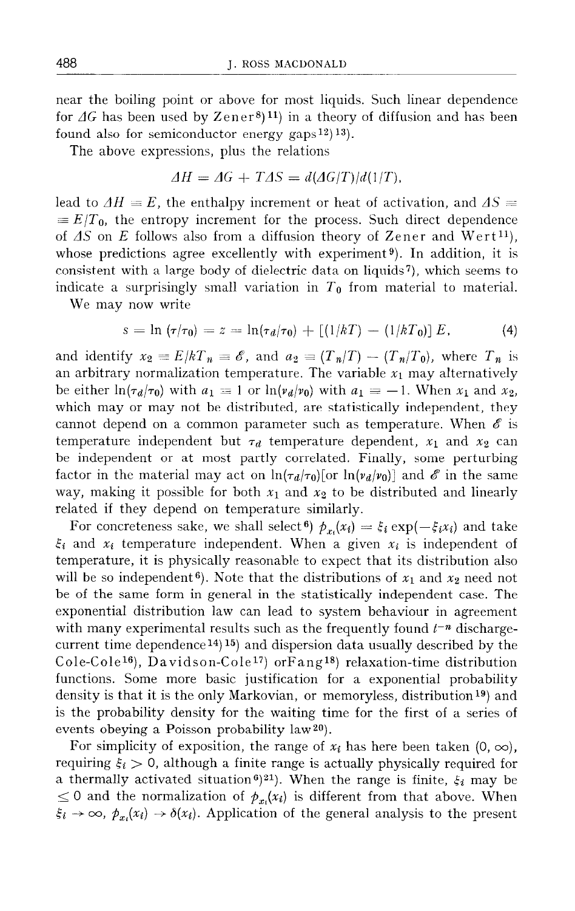near the boiling point or above for most liquids. Such linear dependence for $\Delta G$ has been used by Zener[8][11] in a theory of diffusion and has been found also for semiconductor energy gaps[12][13].

The above expressions, plus the relations

$$\Delta H = \Delta G + T\Delta S = d(\Delta G/T)/d(1/T),$$

lead to $\Delta H = E$, the enthalpy increment or heat of activation, and $\Delta S = E/T_0$, the entropy increment for the process. Such direct dependence of $\Delta S$ on $E$ follows also from a diffusion theory of Zener and Wert[11], whose predictions agree excellently with experiment[9]. In addition, it is consistent with a large body of dielectric data on liquids[7], which seems to indicate a surprisingly small variation in $T_0$ from material to material.

We may now write

$$s = \ln(\tau/\tau_0) = z = \ln(\tau_d/\tau_0) + [(1/kT) - (1/kT_0)]\, E, \tag{4}$$

and identify $x_2 \equiv E/kT_n \equiv \mathscr{E}$, and $a_2 \equiv (T_n/T) - (T_n/T_0)$, where $T_n$ is an arbitrary normalization temperature. The variable $x_1$ may alternatively be either $\ln(\tau_d/\tau_0)$ with $a_1 \equiv 1$ or $\ln(\nu_d/\nu_0)$ with $a_1 \equiv -1$. When $x_1$ and $x_2$, which may or may not be distributed, are statistically independent, they cannot depend on a common parameter such as temperature. When $\mathscr{E}$ is temperature independent but $\tau_d$ temperature dependent, $x_1$ and $x_2$ can be independent or at most partly correlated. Finally, some perturbing factor in the material may act on $\ln(\tau_d/\tau_0)$[or $\ln(\nu_d/\nu_0)$] and $\mathscr{E}$ in the same way, making it possible for both $x_1$ and $x_2$ to be distributed and linearly related if they depend on temperature similarly.

For concreteness sake, we shall select[6] $p_{x_i}(x_i) = \xi_i \exp(-\xi_i x_i)$ and take $\xi_i$ and $x_i$ temperature independent. When a given $x_i$ is independent of temperature, it is physically reasonable to expect that its distribution also will be so independent[6]. Note that the distributions of $x_1$ and $x_2$ need not be of the same form in general in the statistically independent case. The exponential distribution law can lead to system behaviour in agreement with many experimental results such as the frequently found $t^{-n}$ discharge-current time dependence[14][15] and dispersion data usually described by the Cole-Cole[16], Davidson-Cole[17] orFang[18] relaxation-time distribution functions. Some more basic justification for a exponential probability density is that it is the only Markovian, or memoryless, distribution[19] and is the probability density for the waiting time for the first of a series of events obeying a Poisson probability law[20].

For simplicity of exposition, the range of $x_i$ has here been taken $(0, \infty)$, requiring $\xi_i > 0$, although a finite range is actually physically required for a thermally activated situation[6][21]. When the range is finite, $\xi_i$ may be $\leq 0$ and the normalization of $p_{x_i}(x_i)$ is different from that above. When $\xi_i \to \infty$, $p_{x_i}(x_i) \to \delta(x_i)$. Application of the general analysis to the present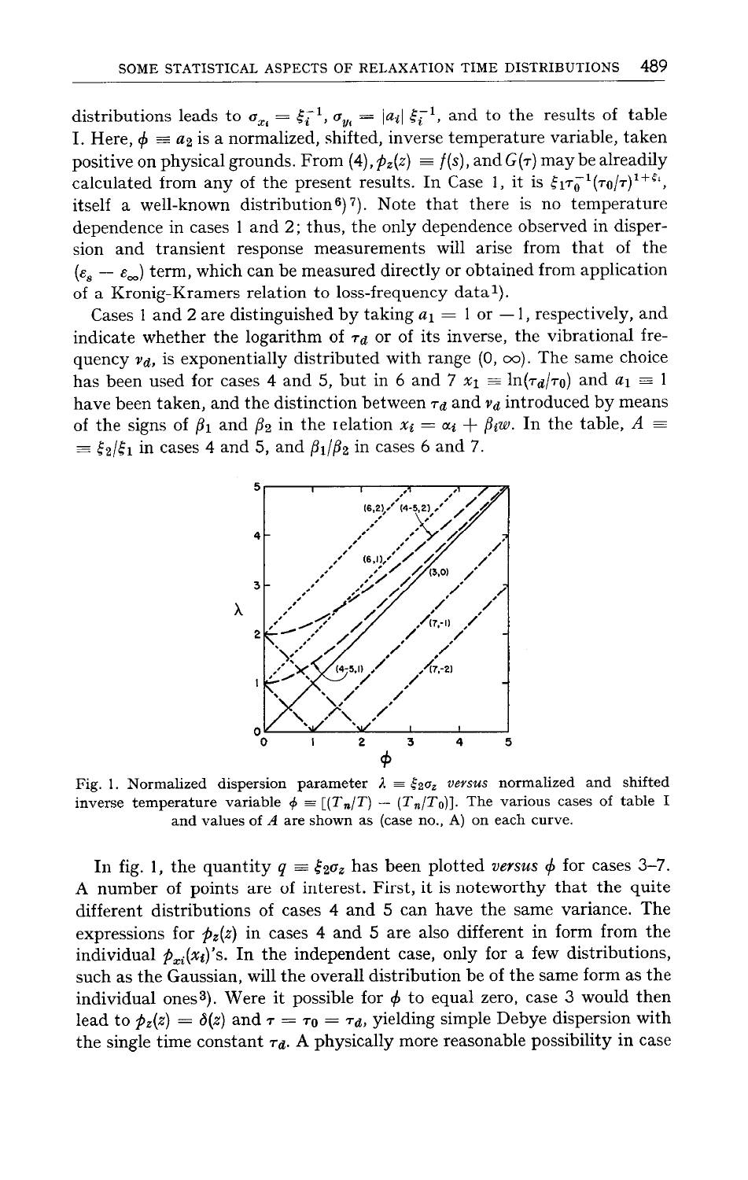distributions leads to $\sigma_{x_i} = \xi_i^{-1}$, $\sigma_{y_i} = |a_i| \xi_i^{-1}$, and to the results of table I. Here, $\phi \equiv a_2$ is a normalized, shifted, inverse temperature variable, taken positive on physical grounds. From (4), $p_z(z) \equiv f(s)$, and $G(\tau)$ may be alreadily calculated from any of the present results. In Case 1, it is $\xi_1 \tau_0^{-1} (\tau_0/\tau)^{1+\xi_1}$, itself a well-known distribution[6][7]). Note that there is no temperature dependence in cases 1 and 2; thus, the only dependence observed in dispersion and transient response measurements will arise from that of the $(\varepsilon_s - \varepsilon_\infty)$ term, which can be measured directly or obtained from application of a Kronig-Kramers relation to loss-frequency data[1]).

Cases 1 and 2 are distinguished by taking $a_1 = 1$ or $-1$, respectively, and indicate whether the logarithm of $\tau_d$ or of its inverse, the vibrational frequency $\nu_d$, is exponentially distributed with range $(0, \infty)$. The same choice has been used for cases 4 and 5, but in 6 and 7 $x_1 \equiv \ln(\tau_d/\tau_0)$ and $a_1 \equiv 1$ have been taken, and the distinction between $\tau_d$ and $\nu_d$ introduced by means of the signs of $\beta_1$ and $\beta_2$ in the relation $x_i = \alpha_i + \beta_i w$. In the table, $A \equiv \xi_2/\xi_1$ in cases 4 and 5, and $\beta_1/\beta_2$ in cases 6 and 7.

Fig. 1. Normalized dispersion parameter $\lambda \equiv \xi_2 \sigma_z$ *versus* normalized and shifted inverse temperature variable $\phi \equiv [(T_n/T) - (T_n/T_0)]$. The various cases of table I and values of $A$ are shown as (case no., A) on each curve.

In fig. 1, the quantity $q \equiv \xi_2 \sigma_z$ has been plotted *versus* $\phi$ for cases 3–7. A number of points are of interest. First, it is noteworthy that the quite different distributions of cases 4 and 5 can have the same variance. The expressions for $p_z(z)$ in cases 4 and 5 are also different in form from the individual $p_{xi}(x_i)$'s. In the independent case, only for a few distributions, such as the Gaussian, will the overall distribution be of the same form as the individual ones[3]). Were it possible for $\phi$ to equal zero, case 3 would then lead to $p_z(z) = \delta(z)$ and $\tau = \tau_0 = \tau_d$, yielding simple Debye dispersion with the single time constant $\tau_d$. A physically more reasonable possibility in case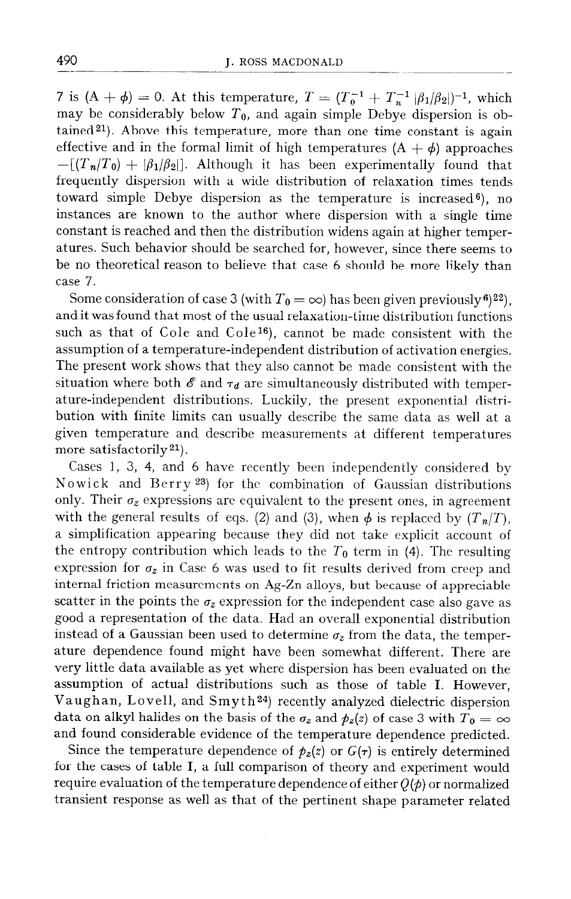7 is $(A + \phi) = 0$. At this temperature, $T = (T_0^{-1} + T_n^{-1} |\beta_1/\beta_2|)^{-1}$, which may be considerably below $T_0$, and again simple Debye dispersion is obtained[21]). Above this temperature, more than one time constant is again effective and in the formal limit of high temperatures $(A + \phi)$ approaches $-[(T_n/T_0) + |\beta_1/\beta_2|]$. Although it has been experimentally found that frequently dispersion with a wide distribution of relaxation times tends toward simple Debye dispersion as the temperature is increased[6]), no instances are known to the author where dispersion with a single time constant is reached and then the distribution widens again at higher temperatures. Such behavior should be searched for, however, since there seems to be no theoretical reason to believe that case 6 should be more likely than case 7.

Some consideration of case 3 (with $T_0 = \infty$) has been given previously[6])[22]), and it was found that most of the usual relaxation-time distribution functions such as that of Cole and Cole[16]), cannot be made consistent with the assumption of a temperature-independent distribution of activation energies. The present work shows that they also cannot be made consistent with the situation where both $\mathscr{E}$ and $\tau_d$ are simultaneously distributed with temperature-independent distributions. Luckily, the present exponential distribution with finite limits can usually describe the same data as well at a given temperature and describe measurements at different temperatures more satisfactorily[21]).

Cases 1, 3, 4, and 6 have recently been independently considered by Nowick and Berry[23]) for the combination of Gaussian distributions only. Their $\sigma_z$ expressions are equivalent to the present ones, in agreement with the general results of eqs. (2) and (3), when $\phi$ is replaced by $(T_n/T)$, a simplification appearing because they did not take explicit account of the entropy contribution which leads to the $T_0$ term in (4). The resulting expression for $\sigma_z$ in Case 6 was used to fit results derived from creep and internal friction measurements on Ag-Zn alloys, but because of appreciable scatter in the points the $\sigma_z$ expression for the independent case also gave as good a representation of the data. Had an overall exponential distribution instead of a Gaussian been used to determine $\sigma_z$ from the data, the temperature dependence found might have been somewhat different. There are very little data available as yet where dispersion has been evaluated on the assumption of actual distributions such as those of table I. However, Vaughan, Lovell, and Smyth[24]) recently analyzed dielectric dispersion data on alkyl halides on the basis of the $\sigma_z$ and $p_z(z)$ of case 3 with $T_0 = \infty$ and found considerable evidence of the temperature dependence predicted.

Since the temperature dependence of $p_z(z)$ or $G(\tau)$ is entirely determined for the cases of table I, a full comparison of theory and experiment would require evaluation of the temperature dependence of either $Q(\phi)$ or normalized transient response as well as that of the pertinent shape parameter related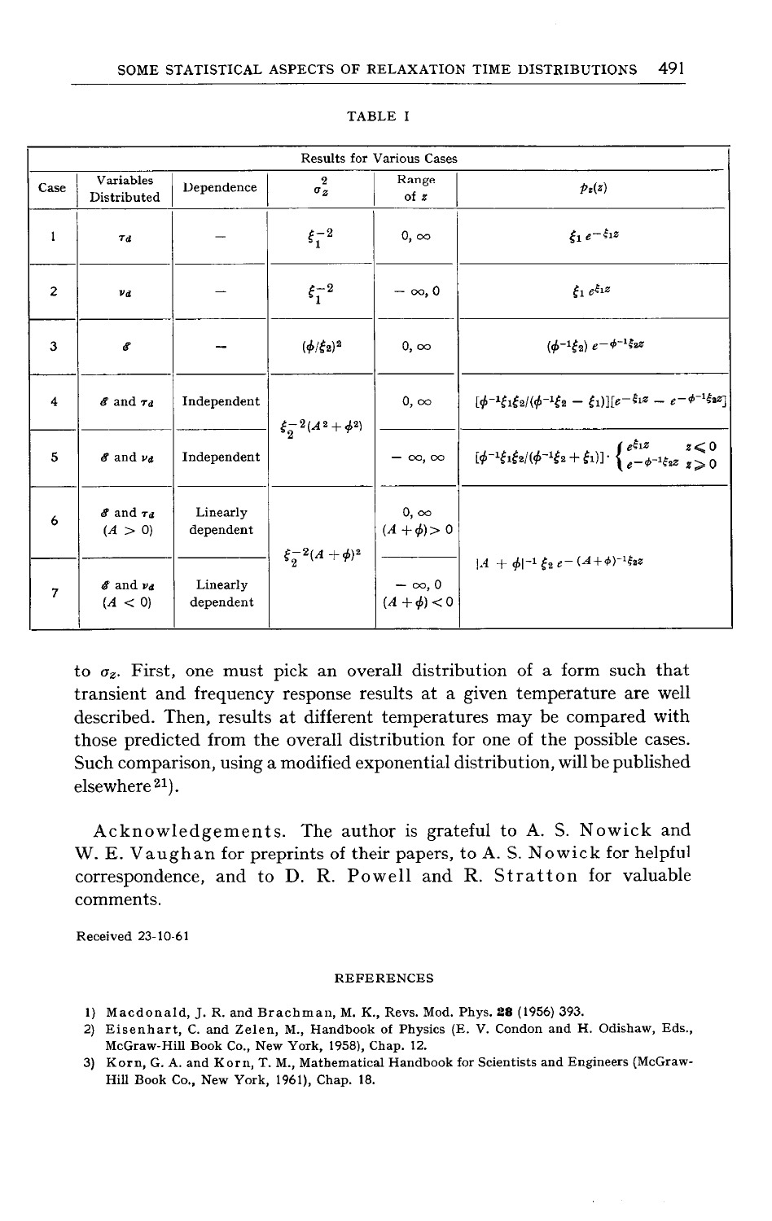TABLE I

| Results for Various Cases | | | | | |
|---|---|---|---|---|---|
| Case | Variables Distributed | Dependence | $\sigma_z^2$ | Range of $z$ | $p_z(z)$ |
| 1 | $\tau_d$ | — | $\xi_1^{-2}$ | $0, \infty$ | $\xi_1 \, e^{-\xi_1 z}$ |
| 2 | $\nu_d$ | — | $\xi_1^{-2}$ | $-\infty, 0$ | $\xi_1 \, e^{\xi_1 z}$ |
| 3 | $\mathscr{E}$ | — | $(\phi/\xi_2)^2$ | $0, \infty$ | $(\phi^{-1}\xi_2) \, e^{-\phi^{-1}\xi_2 z}$ |
| 4 | $\mathscr{E}$ and $\tau_d$ | Independent | $\xi_2^{-2}(A^2 + \phi^2)$ | $0, \infty$ | $[\phi^{-1}\xi_1\xi_2/(\phi^{-1}\xi_2 - \xi_1)][e^{-\xi_1 z} - e^{-\phi^{-1}\xi_2 z}]$ |
| 5 | $\mathscr{E}$ and $\nu_d$ | Independent | | $-\infty, \infty$ | $[\phi^{-1}\xi_1\xi_2/(\phi^{-1}\xi_2 + \xi_1)] \cdot \begin{cases} e^{\xi_1 z} & z \leqslant 0 \\ e^{-\phi^{-1}\xi_2 z} & z \geqslant 0 \end{cases}$ |
| 6 | $\mathscr{E}$ and $\tau_d$ $(A > 0)$ | Linearly dependent | $\xi_2^{-2}(A + \phi)^2$ | $0, \infty$ $(A + \phi) > 0$ | $\lvert A + \phi \rvert^{-1} \xi_2 \, e^{-(A+\phi)^{-1}\xi_2 z}$ |
| 7 | $\mathscr{E}$ and $\nu_d$ $(A < 0)$ | Linearly dependent | | $-\infty, 0$ $(A + \phi) < 0$ | |

to $\sigma_z$. First, one must pick an overall distribution of a form such that transient and frequency response results at a given temperature are well described. Then, results at different temperatures may be compared with those predicted from the overall distribution for one of the possible cases. Such comparison, using a modified exponential distribution, will be published elsewhere[21].

**Acknowledgements.** The author is grateful to A. S. Nowick and W. E. Vaughan for preprints of their papers, to A. S. Nowick for helpful correspondence, and to D. R. Powell and R. Stratton for valuable comments.

Received 23-10-61

## REFERENCES

1) Macdonald, J. R. and Brachman, M. K., Revs. Mod. Phys. **28** (1956) 393.
2) Eisenhart, C. and Zelen, M., Handbook of Physics (E. V. Condon and H. Odishaw, Eds., McGraw-Hill Book Co., New York, 1958), Chap. 12.
3) Korn, G. A. and Korn, T. M., Mathematical Handbook for Scientists and Engineers (McGraw-Hill Book Co., New York, 1961), Chap. 18.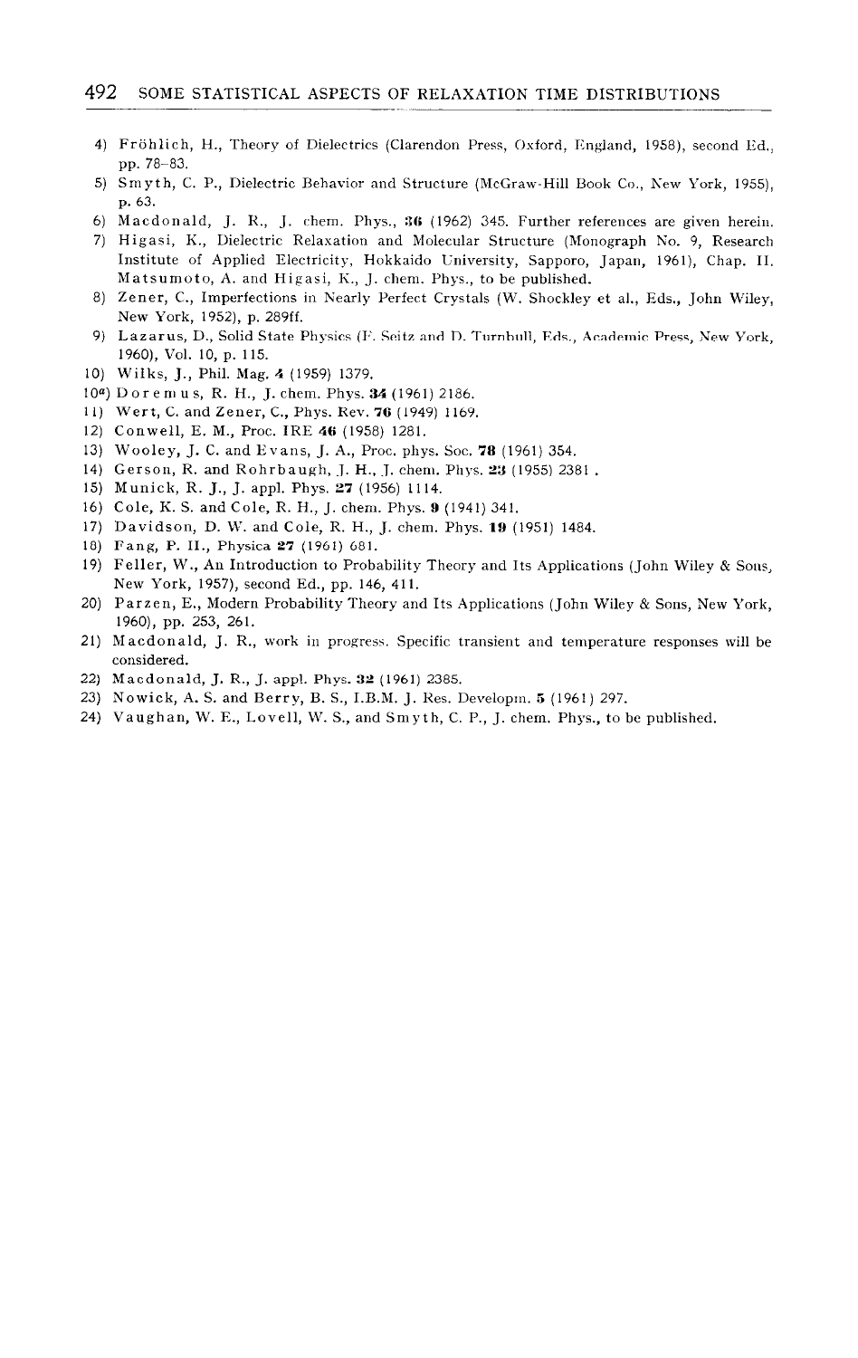4) Fröhlich, H., Theory of Dielectrics (Clarendon Press, Oxford, England, 1958), second Ed., pp. 78–83.
5) Smyth, C. P., Dielectric Behavior and Structure (McGraw-Hill Book Co., New York, 1955), p. 63.
6) Macdonald, J. R., J. chem. Phys., **36** (1962) 345. Further references are given herein.
7) Higasi, K., Dielectric Relaxation and Molecular Structure (Monograph No. 9, Research Institute of Applied Electricity, Hokkaido University, Sapporo, Japan, 1961), Chap. II. Matsumoto, A. and Higasi, K., J. chem. Phys., to be published.
8) Zener, C., Imperfections in Nearly Perfect Crystals (W. Shockley et al., Eds., John Wiley, New York, 1952), p. 289ff.
9) Lazarus, D., Solid State Physics (F. Seitz and D. Turnbull, Eds., Academic Press, New York, 1960), Vol. 10, p. 115.
10) Wilks, J., Phil. Mag. **4** (1959) 1379.
10[a]) Doremus, R. H., J. chem. Phys. **34** (1961) 2186.
11) Wert, C. and Zener, C., Phys. Rev. **76** (1949) 1169.
12) Conwell, E. M., Proc. IRE **46** (1958) 1281.
13) Wooley, J. C. and Evans, J. A., Proc. phys. Soc. **78** (1961) 354.
14) Gerson, R. and Rohrbaugh, J. H., J. chem. Phys. **23** (1955) 2381 .
15) Munick, R. J., J. appl. Phys. **27** (1956) 1114.
16) Cole, K. S. and Cole, R. H., J. chem. Phys. **9** (1941) 341.
17) Davidson, D. W. and Cole, R. H., J. chem. Phys. **19** (1951) 1484.
18) Fang, P. H., Physica **27** (1961) 681.
19) Feller, W., An Introduction to Probability Theory and Its Applications (John Wiley & Sons, New York, 1957), second Ed., pp. 146, 411.
20) Parzen, E., Modern Probability Theory and Its Applications (John Wiley & Sons, New York, 1960), pp. 253, 261.
21) Macdonald, J. R., work in progress. Specific transient and temperature responses will be considered.
22) Macdonald, J. R., J. appl. Phys. **32** (1961) 2385.
23) Nowick, A. S. and Berry, B. S., I.B.M. J. Res. Developm. **5** (1961) 297.
24) Vaughan, W. E., Lovell, W. S., and Smyth, C. P., J. chem. Phys., to be published.